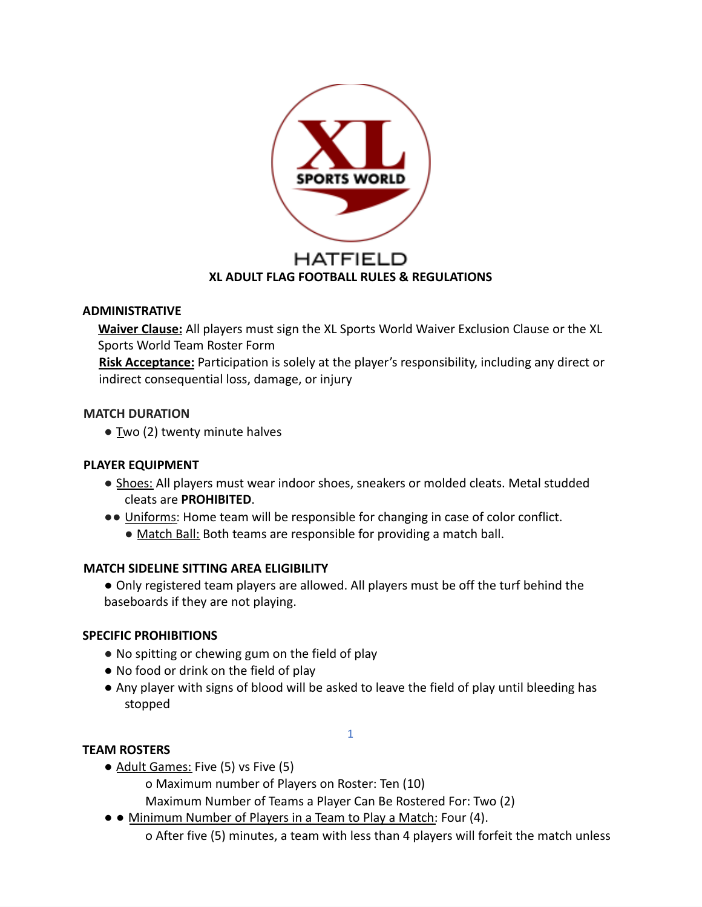HATFIELD

# XL ADULT FLAG FOOTBALL RULES & REGULATIONS

## ADMINISTRATIVE

**Waiver Clause:** All players must sign the XL Sports World Waiver Exclusion Clause or the XL Sports World Team Roster Form

**Risk Acceptance:** Participation is solely at the player's responsibility, including any direct or indirect consequential loss, damage, or injury

## MATCH DURATION

- Two (2) twenty minute halves

## PLAYER EQUIPMENT

- Shoes: All players must wear indoor shoes, sneakers or molded cleats. Metal studded cleats are **PROHIBITED**.
- Uniforms: Home team will be responsible for changing in case of color conflict.
- Match Ball: Both teams are responsible for providing a match ball.

## MATCH SIDELINE SITTING AREA ELIGIBILITY

- Only registered team players are allowed. All players must be off the turf behind the baseboards if they are not playing.

## SPECIFIC PROHIBITIONS

- No spitting or chewing gum on the field of play
- No food or drink on the field of play
- Any player with signs of blood will be asked to leave the field of play until bleeding has stopped

## TEAM ROSTERS

- Adult Games: Five (5) vs Five (5)
  - Maximum number of Players on Roster: Ten (10)
  - Maximum Number of Teams a Player Can Be Rostered For: Two (2)
- Minimum Number of Players in a Team to Play a Match: Four (4).
  - After five (5) minutes, a team with less than 4 players will forfeit the match unless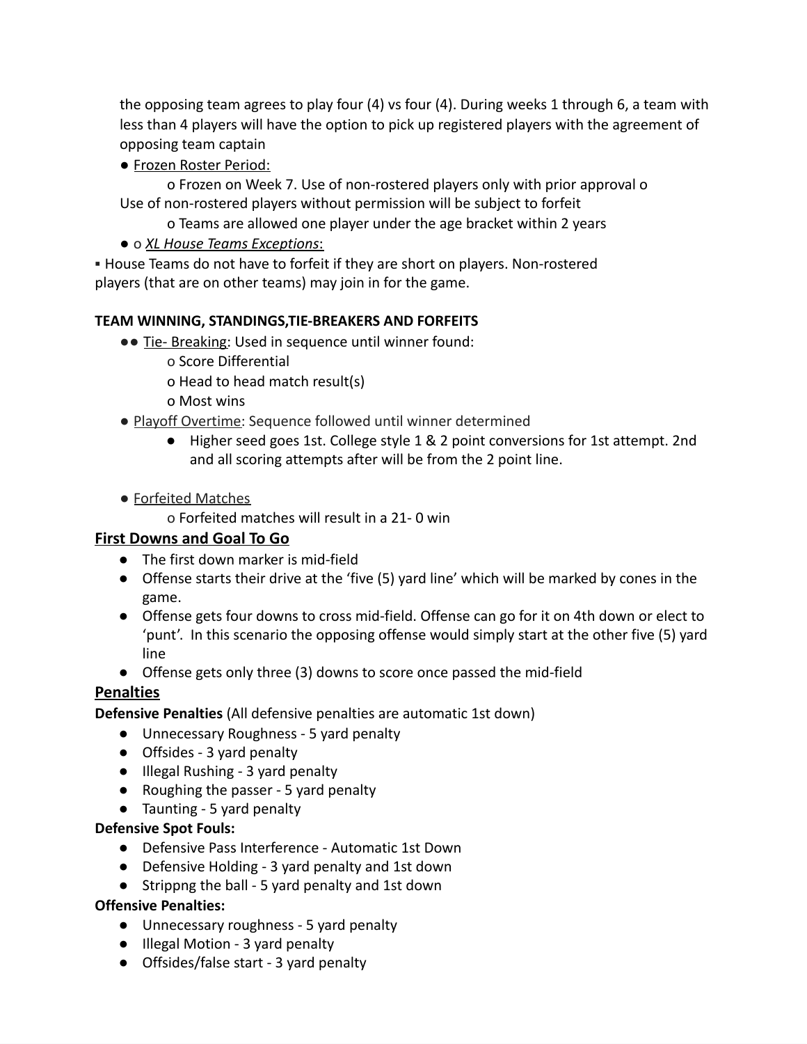the opposing team agrees to play four (4) vs four (4). During weeks 1 through 6, a team with less than 4 players will have the option to pick up registered players with the agreement of opposing team captain

- Frozen Roster Period:
  - o Frozen on Week 7. Use of non-rostered players only with prior approval o Use of non-rostered players without permission will be subject to forfeit
  - o Teams are allowed one player under the age bracket within 2 years
- o *XL House Teams Exceptions*:

▪ House Teams do not have to forfeit if they are short on players. Non-rostered players (that are on other teams) may join in for the game.

**TEAM WINNING, STANDINGS,TIE-BREAKERS AND FORFEITS**

- ● Tie- Breaking: Used in sequence until winner found:
  - o Score Differential
  - o Head to head match result(s)
  - o Most wins
- Playoff Overtime: Sequence followed until winner determined
  - Higher seed goes 1st. College style 1 & 2 point conversions for 1st attempt. 2nd and all scoring attempts after will be from the 2 point line.
- Forfeited Matches
  - o Forfeited matches will result in a 21- 0 win

## First Downs and Goal To Go

- The first down marker is mid-field
- Offense starts their drive at the 'five (5) yard line' which will be marked by cones in the game.
- Offense gets four downs to cross mid-field. Offense can go for it on 4th down or elect to 'punt'. In this scenario the opposing offense would simply start at the other five (5) yard line
- Offense gets only three (3) downs to score once passed the mid-field

## Penalties

**Defensive Penalties** (All defensive penalties are automatic 1st down)

- Unnecessary Roughness - 5 yard penalty
- Offsides - 3 yard penalty
- Illegal Rushing - 3 yard penalty
- Roughing the passer - 5 yard penalty
- Taunting - 5 yard penalty

**Defensive Spot Fouls:**

- Defensive Pass Interference - Automatic 1st Down
- Defensive Holding - 3 yard penalty and 1st down
- Strippng the ball - 5 yard penalty and 1st down

**Offensive Penalties:**

- Unnecessary roughness - 5 yard penalty
- Illegal Motion - 3 yard penalty
- Offsides/false start - 3 yard penalty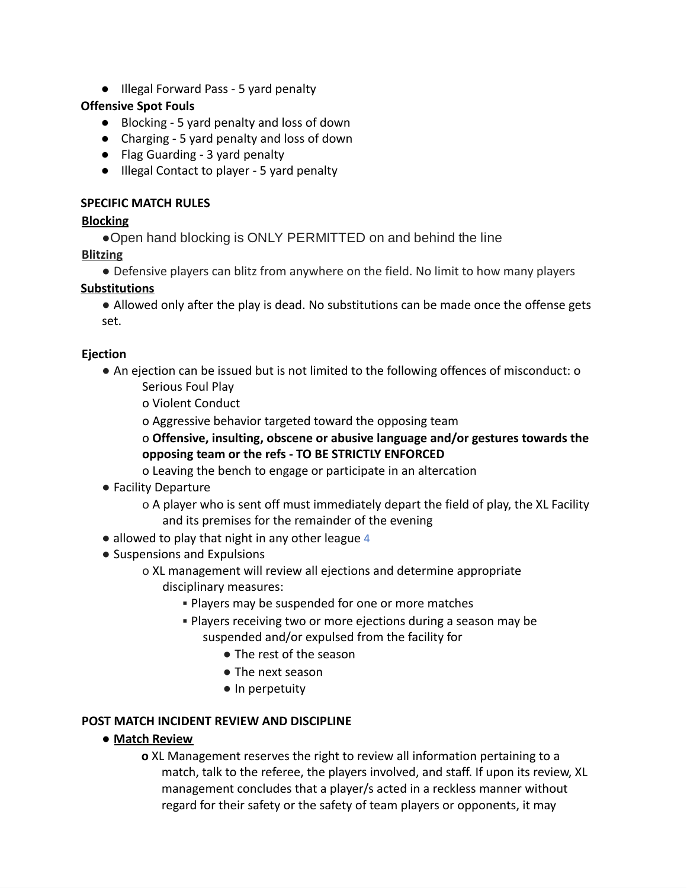- Illegal Forward Pass - 5 yard penalty

**Offensive Spot Fouls**

- Blocking - 5 yard penalty and loss of down
- Charging - 5 yard penalty and loss of down
- Flag Guarding - 3 yard penalty
- Illegal Contact to player - 5 yard penalty

**SPECIFIC MATCH RULES**

**<u>Blocking</u>**

- Open hand blocking is ONLY PERMITTED on and behind the line

**<u>Blitzing</u>**

- Defensive players can blitz from anywhere on the field. No limit to how many players

**<u>Substitutions</u>**

- Allowed only after the play is dead. No substitutions can be made once the offense gets set.

**Ejection**

- An ejection can be issued but is not limited to the following offences of misconduct:
  - o Serious Foul Play
  - o Violent Conduct
  - o Aggressive behavior targeted toward the opposing team
  - o **Offensive, insulting, obscene or abusive language and/or gestures towards the opposing team or the refs - TO BE STRICTLY ENFORCED**
  - o Leaving the bench to engage or participate in an altercation
- Facility Departure
  - o A player who is sent off must immediately depart the field of play, the XL Facility and its premises for the remainder of the evening
- allowed to play that night in any other league 4
- Suspensions and Expulsions
  - o XL management will review all ejections and determine appropriate disciplinary measures:
    - ▪ Players may be suspended for one or more matches
    - ▪ Players receiving two or more ejections during a season may be suspended and/or expulsed from the facility for
      - The rest of the season
      - The next season
      - In perpetuity

**POST MATCH INCIDENT REVIEW AND DISCIPLINE**

- **<u>Match Review</u>**
  - **o** XL Management reserves the right to review all information pertaining to a match, talk to the referee, the players involved, and staff. If upon its review, XL management concludes that a player/s acted in a reckless manner without regard for their safety or the safety of team players or opponents, it may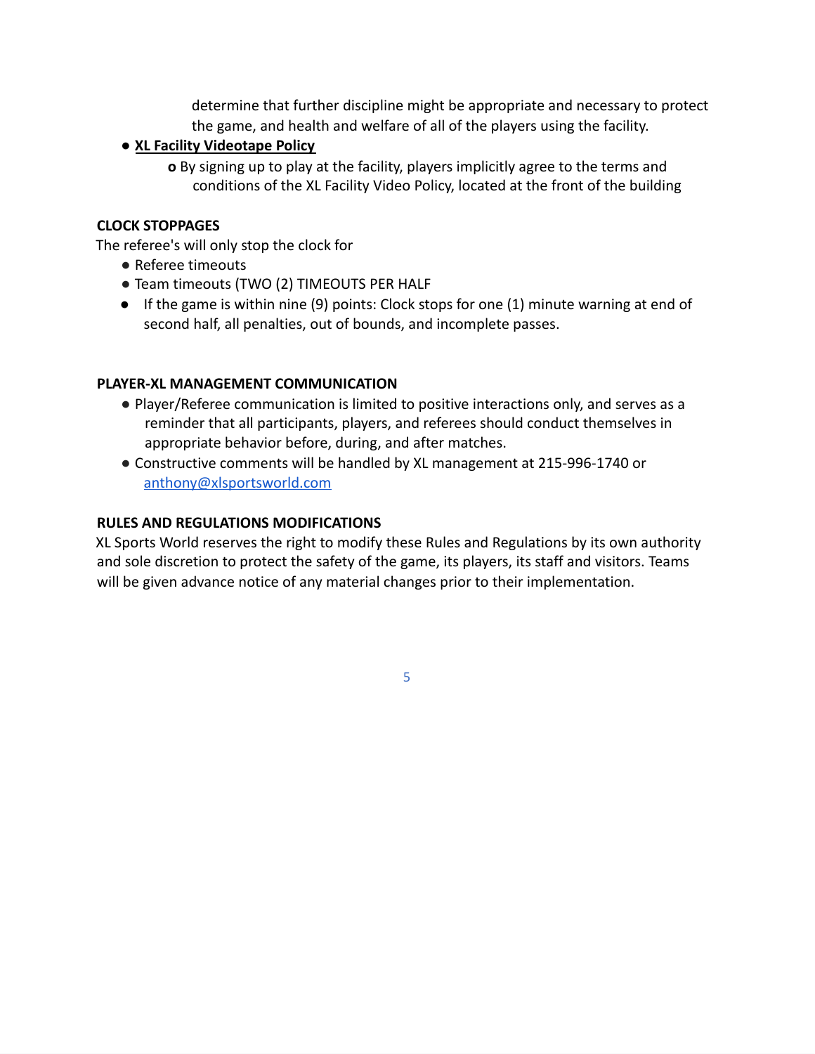determine that further discipline might be appropriate and necessary to protect the game, and health and welfare of all of the players using the facility.

- **XL Facility Videotape Policy**
  - By signing up to play at the facility, players implicitly agree to the terms and conditions of the XL Facility Video Policy, located at the front of the building

**CLOCK STOPPAGES**

The referee's will only stop the clock for

- Referee timeouts
- Team timeouts (TWO (2) TIMEOUTS PER HALF
- If the game is within nine (9) points: Clock stops for one (1) minute warning at end of second half, all penalties, out of bounds, and incomplete passes.

**PLAYER-XL MANAGEMENT COMMUNICATION**

- Player/Referee communication is limited to positive interactions only, and serves as a reminder that all participants, players, and referees should conduct themselves in appropriate behavior before, during, and after matches.
- Constructive comments will be handled by XL management at 215-996-1740 or anthony@xlsportsworld.com

**RULES AND REGULATIONS MODIFICATIONS**

XL Sports World reserves the right to modify these Rules and Regulations by its own authority and sole discretion to protect the safety of the game, its players, its staff and visitors. Teams will be given advance notice of any material changes prior to their implementation.